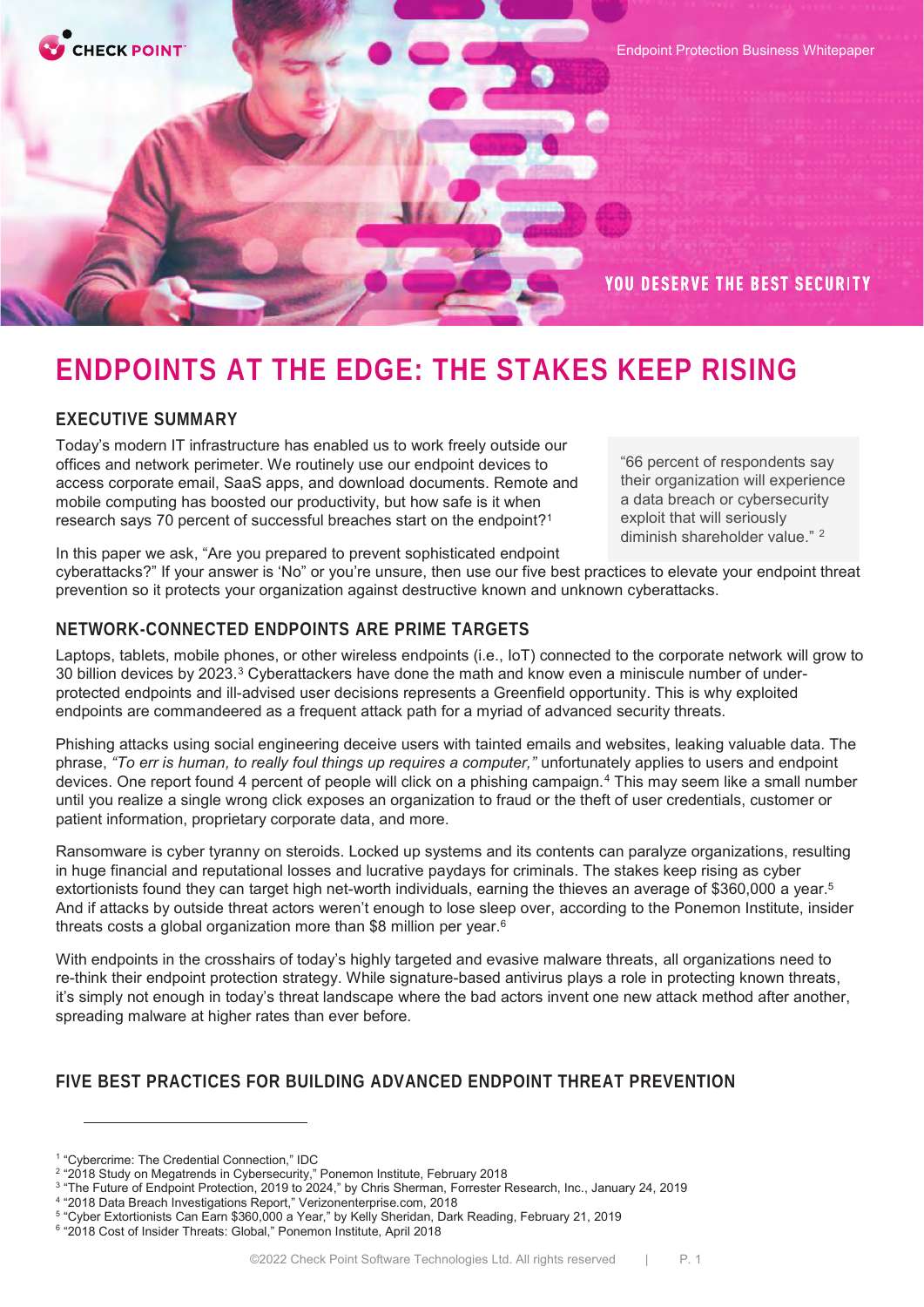Endpoint Protection Business Whitepaper

YOU DESERVE THE BEST SECURITY

# ENDPOINTS AT THE EDGE: THE STAKES KEEP RISING

## EXECUTIVE SUMMARY

Today's modern IT infrastructure has enabled us to work freely outside our offices and network perimeter. We routinely use our endpoint devices to access corporate email, SaaS apps, and download documents. Remote and mobile computing has boosted our productivity, but how safe is it when research says 70 percent of successful breaches start on the endpoint?[1]

> "66 percent of respondents say their organization will experience a data breach or cybersecurity exploit that will seriously diminish shareholder value." [2]

In this paper we ask, "Are you prepared to prevent sophisticated endpoint cyberattacks?" If your answer is 'No" or you're unsure, then use our five best practices to elevate your endpoint threat prevention so it protects your organization against destructive known and unknown cyberattacks.

## NETWORK-CONNECTED ENDPOINTS ARE PRIME TARGETS

Laptops, tablets, mobile phones, or other wireless endpoints (i.e., IoT) connected to the corporate network will grow to 30 billion devices by 2023.[3] Cyberattackers have done the math and know even a miniscule number of under-protected endpoints and ill-advised user decisions represents a Greenfield opportunity. This is why exploited endpoints are commandeered as a frequent attack path for a myriad of advanced security threats.

Phishing attacks using social engineering deceive users with tainted emails and websites, leaking valuable data. The phrase, *"To err is human, to really foul things up requires a computer,"* unfortunately applies to users and endpoint devices. One report found 4 percent of people will click on a phishing campaign.[4] This may seem like a small number until you realize a single wrong click exposes an organization to fraud or the theft of user credentials, customer or patient information, proprietary corporate data, and more.

Ransomware is cyber tyranny on steroids. Locked up systems and its contents can paralyze organizations, resulting in huge financial and reputational losses and lucrative paydays for criminals. The stakes keep rising as cyber extortionists found they can target high net-worth individuals, earning the thieves an average of $360,000 a year.[5] And if attacks by outside threat actors weren't enough to lose sleep over, according to the Ponemon Institute, insider threats costs a global organization more than $8 million per year.[6]

With endpoints in the crosshairs of today's highly targeted and evasive malware threats, all organizations need to re-think their endpoint protection strategy. While signature-based antivirus plays a role in protecting known threats, it's simply not enough in today's threat landscape where the bad actors invent one new attack method after another, spreading malware at higher rates than ever before.

## FIVE BEST PRACTICES FOR BUILDING ADVANCED ENDPOINT THREAT PREVENTION

---

[1] "Cybercrime: The Credential Connection," IDC
[2] "2018 Study on Megatrends in Cybersecurity," Ponemon Institute, February 2018
[3] "The Future of Endpoint Protection, 2019 to 2024," by Chris Sherman, Forrester Research, Inc., January 24, 2019
[4] "2018 Data Breach Investigations Report," Verizonenterprise.com, 2018
[5] "Cyber Extortionists Can Earn $360,000 a Year," by Kelly Sheridan, Dark Reading, February 21, 2019
[6] "2018 Cost of Insider Threats: Global," Ponemon Institute, April 2018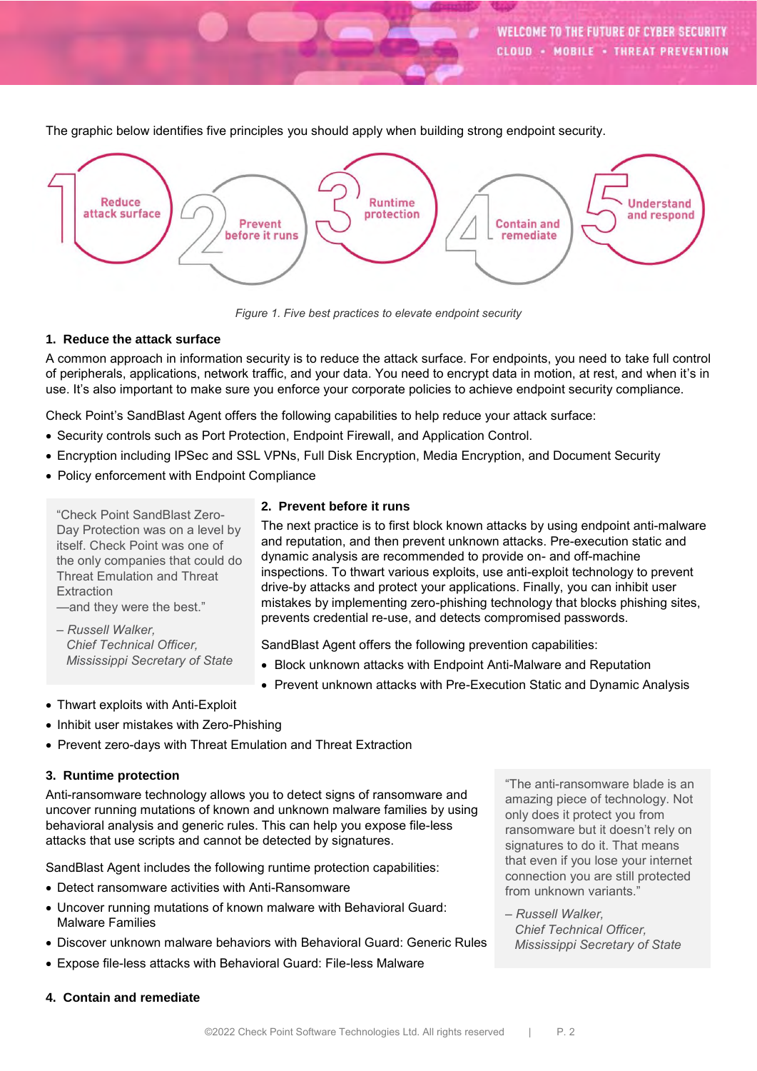The graphic below identifies five principles you should apply when building strong endpoint security.

Figure 1. Five best practices to elevate endpoint security

### 1. Reduce the attack surface

A common approach in information security is to reduce the attack surface. For endpoints, you need to take full control of peripherals, applications, network traffic, and your data. You need to encrypt data in motion, at rest, and when it's in use. It's also important to make sure you enforce your corporate policies to achieve endpoint security compliance.

Check Point's SandBlast Agent offers the following capabilities to help reduce your attack surface:

- Security controls such as Port Protection, Endpoint Firewall, and Application Control.
- Encryption including IPSec and SSL VPNs, Full Disk Encryption, Media Encryption, and Document Security
- Policy enforcement with Endpoint Compliance

> "Check Point SandBlast Zero-Day Protection was on a level by itself. Check Point was one of the only companies that could do Threat Emulation and Threat Extraction —and they were the best."
>
> *– Russell Walker, Chief Technical Officer, Mississippi Secretary of State*

### 2. Prevent before it runs

The next practice is to first block known attacks by using endpoint anti-malware and reputation, and then prevent unknown attacks. Pre-execution static and dynamic analysis are recommended to provide on- and off-machine inspections. To thwart various exploits, use anti-exploit technology to prevent drive-by attacks and protect your applications. Finally, you can inhibit user mistakes by implementing zero-phishing technology that blocks phishing sites, prevents credential re-use, and detects compromised passwords.

SandBlast Agent offers the following prevention capabilities:

- Block unknown attacks with Endpoint Anti-Malware and Reputation
- Prevent unknown attacks with Pre-Execution Static and Dynamic Analysis
- Thwart exploits with Anti-Exploit
- Inhibit user mistakes with Zero-Phishing
- Prevent zero-days with Threat Emulation and Threat Extraction

### 3. Runtime protection

Anti-ransomware technology allows you to detect signs of ransomware and uncover running mutations of known and unknown malware families by using behavioral analysis and generic rules. This can help you expose file-less attacks that use scripts and cannot be detected by signatures.

SandBlast Agent includes the following runtime protection capabilities:

- Detect ransomware activities with Anti-Ransomware
- Uncover running mutations of known malware with Behavioral Guard: Malware Families
- Discover unknown malware behaviors with Behavioral Guard: Generic Rules
- Expose file-less attacks with Behavioral Guard: File-less Malware

> "The anti-ransomware blade is an amazing piece of technology. Not only does it protect you from ransomware but it doesn't rely on signatures to do it. That means that even if you lose your internet connection you are still protected from unknown variants."
>
> *– Russell Walker, Chief Technical Officer, Mississippi Secretary of State*

### 4. Contain and remediate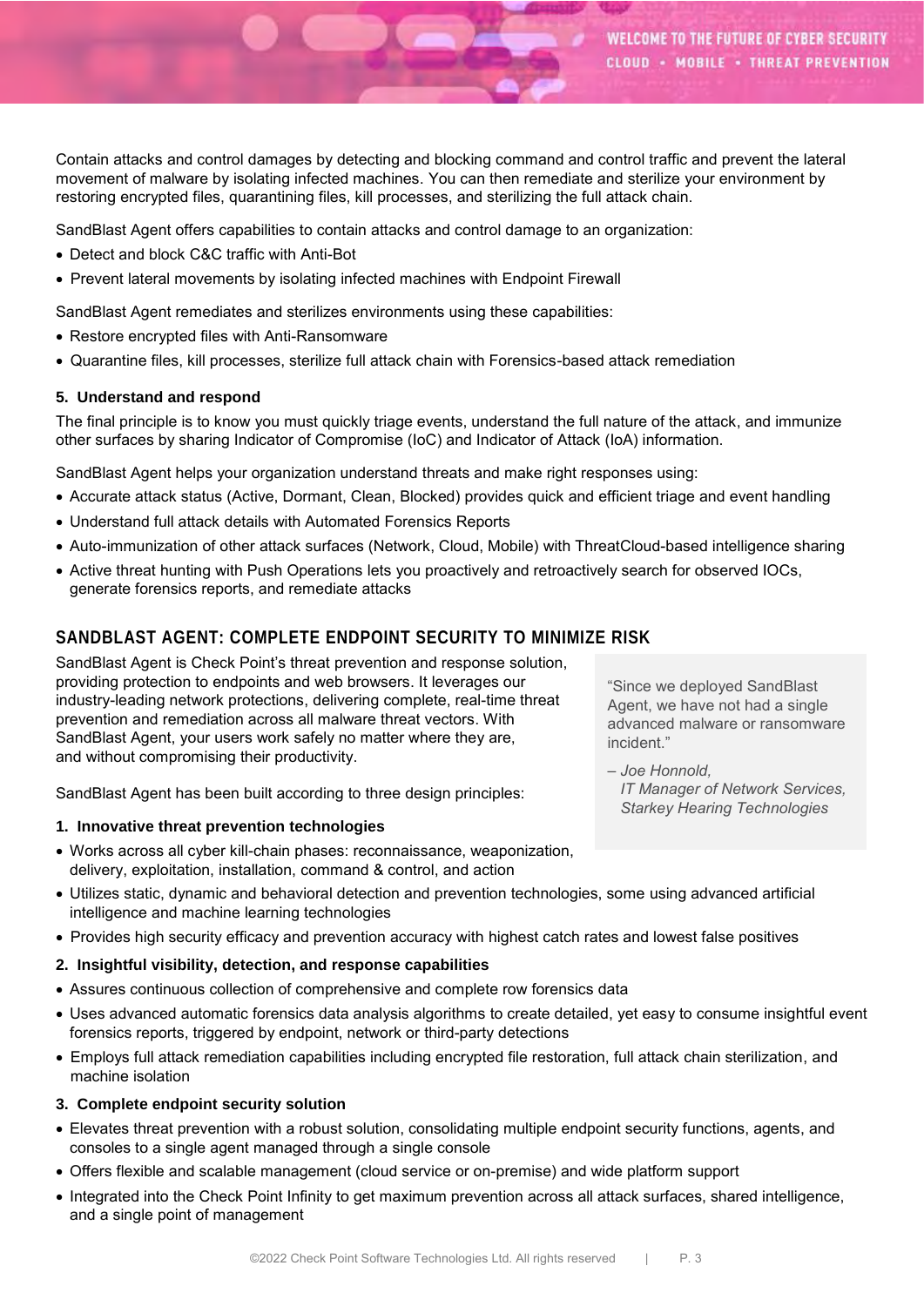Contain attacks and control damages by detecting and blocking command and control traffic and prevent the lateral movement of malware by isolating infected machines. You can then remediate and sterilize your environment by restoring encrypted files, quarantining files, kill processes, and sterilizing the full attack chain.

SandBlast Agent offers capabilities to contain attacks and control damage to an organization:

- Detect and block C&C traffic with Anti-Bot
- Prevent lateral movements by isolating infected machines with Endpoint Firewall

SandBlast Agent remediates and sterilizes environments using these capabilities:

- Restore encrypted files with Anti-Ransomware
- Quarantine files, kill processes, sterilize full attack chain with Forensics-based attack remediation

**5. Understand and respond**

The final principle is to know you must quickly triage events, understand the full nature of the attack, and immunize other surfaces by sharing Indicator of Compromise (IoC) and Indicator of Attack (IoA) information.

SandBlast Agent helps your organization understand threats and make right responses using:

- Accurate attack status (Active, Dormant, Clean, Blocked) provides quick and efficient triage and event handling
- Understand full attack details with Automated Forensics Reports
- Auto-immunization of other attack surfaces (Network, Cloud, Mobile) with ThreatCloud-based intelligence sharing
- Active threat hunting with Push Operations lets you proactively and retroactively search for observed IOCs, generate forensics reports, and remediate attacks

## SANDBLAST AGENT: COMPLETE ENDPOINT SECURITY TO MINIMIZE RISK

SandBlast Agent is Check Point's threat prevention and response solution, providing protection to endpoints and web browsers. It leverages our industry-leading network protections, delivering complete, real-time threat prevention and remediation across all malware threat vectors. With SandBlast Agent, your users work safely no matter where they are, and without compromising their productivity.

> "Since we deployed SandBlast Agent, we have not had a single advanced malware or ransomware incident."
>
> *– Joe Honnold, IT Manager of Network Services, Starkey Hearing Technologies*

SandBlast Agent has been built according to three design principles:

**1. Innovative threat prevention technologies**

- Works across all cyber kill-chain phases: reconnaissance, weaponization, delivery, exploitation, installation, command & control, and action
- Utilizes static, dynamic and behavioral detection and prevention technologies, some using advanced artificial intelligence and machine learning technologies
- Provides high security efficacy and prevention accuracy with highest catch rates and lowest false positives

**2. Insightful visibility, detection, and response capabilities**

- Assures continuous collection of comprehensive and complete row forensics data
- Uses advanced automatic forensics data analysis algorithms to create detailed, yet easy to consume insightful event forensics reports, triggered by endpoint, network or third-party detections
- Employs full attack remediation capabilities including encrypted file restoration, full attack chain sterilization, and machine isolation

**3. Complete endpoint security solution**

- Elevates threat prevention with a robust solution, consolidating multiple endpoint security functions, agents, and consoles to a single agent managed through a single console
- Offers flexible and scalable management (cloud service or on-premise) and wide platform support
- Integrated into the Check Point Infinity to get maximum prevention across all attack surfaces, shared intelligence, and a single point of management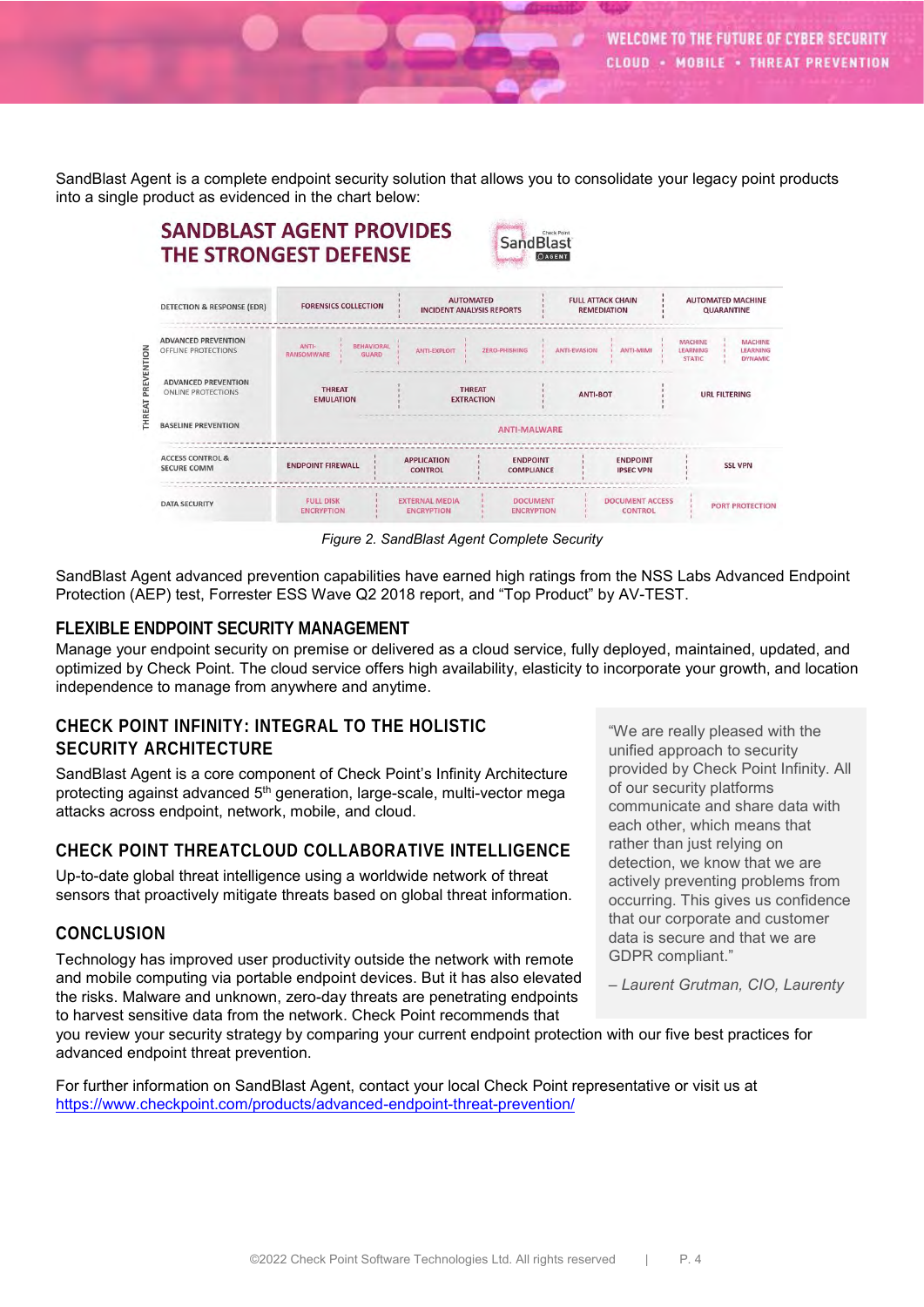SandBlast Agent is a complete endpoint security solution that allows you to consolidate your legacy point products into a single product as evidenced in the chart below:

SANDBLAST AGENT PROVIDES THE STRONGEST DEFENSE

Check Point SandBlast AGENT

DETECTION & RESPONSE (EDR)
FORENSICS COLLECTION
AUTOMATED INCIDENT ANALYSIS REPORTS
FULL ATTACK CHAIN REMEDIATION
AUTOMATED MACHINE QUARANTINE

THREAT PREVENTION

ADVANCED PREVENTION OFFLINE PROTECTIONS
ANTI-RANSOMWARE
BEHAVIORAL GUARD
ANTI-EXPLOIT
ZERO-PHISHING
ANTI-EVASION
ANTI-MIMI
MACHINE LEARNING STATIC
MACHINE LEARNING DYNAMIC

ADVANCED PREVENTION ONLINE PROTECTIONS
THREAT EMULATION
THREAT EXTRACTION
ANTI-BOT
URL FILTERING

BASELINE PREVENTION
ANTI-MALWARE

ACCESS CONTROL & SECURE COMM
ENDPOINT FIREWALL
APPLICATION CONTROL
ENDPOINT COMPLIANCE
ENDPOINT IPSEC VPN
SSL VPN

DATA SECURITY
FULL DISK ENCRYPTION
EXTERNAL MEDIA ENCRYPTION
DOCUMENT ENCRYPTION
DOCUMENT ACCESS CONTROL
PORT PROTECTION

*Figure 2. SandBlast Agent Complete Security*

SandBlast Agent advanced prevention capabilities have earned high ratings from the NSS Labs Advanced Endpoint Protection (AEP) test, Forrester ESS Wave Q2 2018 report, and "Top Product" by AV-TEST.

## FLEXIBLE ENDPOINT SECURITY MANAGEMENT

Manage your endpoint security on premise or delivered as a cloud service, fully deployed, maintained, updated, and optimized by Check Point. The cloud service offers high availability, elasticity to incorporate your growth, and location independence to manage from anywhere and anytime.

## CHECK POINT INFINITY: INTEGRAL TO THE HOLISTIC SECURITY ARCHITECTURE

SandBlast Agent is a core component of Check Point's Infinity Architecture protecting against advanced 5th generation, large-scale, multi-vector mega attacks across endpoint, network, mobile, and cloud.

## CHECK POINT THREATCLOUD COLLABORATIVE INTELLIGENCE

Up-to-date global threat intelligence using a worldwide network of threat sensors that proactively mitigate threats based on global threat information.

## CONCLUSION

Technology has improved user productivity outside the network with remote and mobile computing via portable endpoint devices. But it has also elevated the risks. Malware and unknown, zero-day threats are penetrating endpoints to harvest sensitive data from the network. Check Point recommends that you review your security strategy by comparing your current endpoint protection with our five best practices for advanced endpoint threat prevention.

> "We are really pleased with the unified approach to security provided by Check Point Infinity. All of our security platforms communicate and share data with each other, which means that rather than just relying on detection, we know that we are actively preventing problems from occurring. This gives us confidence that our corporate and customer data is secure and that we are GDPR compliant."
>
> *– Laurent Grutman, CIO, Laurenty*

For further information on SandBlast Agent, contact your local Check Point representative or visit us at [https://www.checkpoint.com/products/advanced-endpoint-threat-prevention/](https://www.checkpoint.com/products/advanced-endpoint-threat-prevention/)